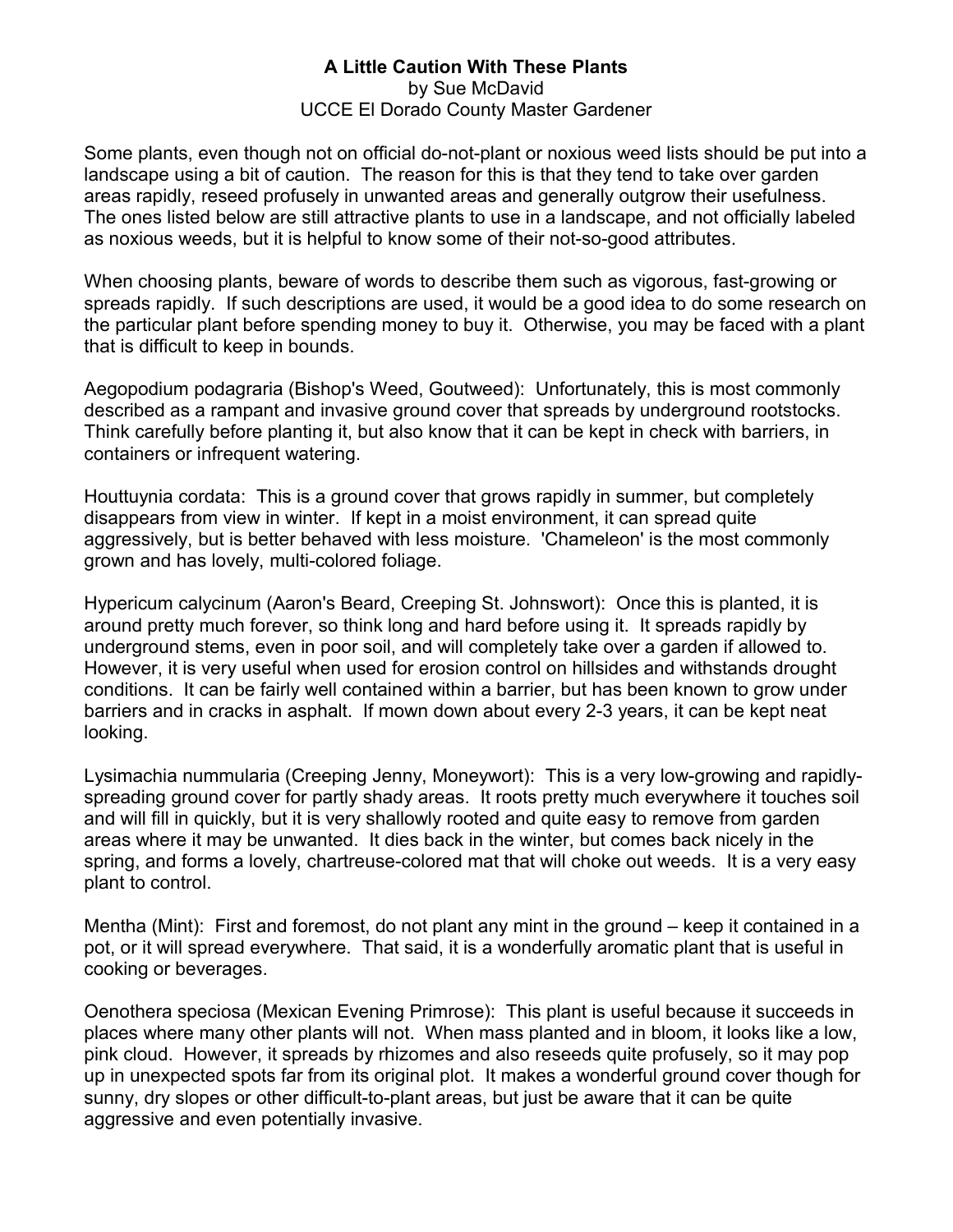# A Little Caution With These Plants

by Sue McDavid
UCCE El Dorado County Master Gardener

Some plants, even though not on official do-not-plant or noxious weed lists should be put into a landscape using a bit of caution. The reason for this is that they tend to take over garden areas rapidly, reseed profusely in unwanted areas and generally outgrow their usefulness. The ones listed below are still attractive plants to use in a landscape, and not officially labeled as noxious weeds, but it is helpful to know some of their not-so-good attributes.

When choosing plants, beware of words to describe them such as vigorous, fast-growing or spreads rapidly. If such descriptions are used, it would be a good idea to do some research on the particular plant before spending money to buy it. Otherwise, you may be faced with a plant that is difficult to keep in bounds.

Aegopodium podagraria (Bishop's Weed, Goutweed): Unfortunately, this is most commonly described as a rampant and invasive ground cover that spreads by underground rootstocks. Think carefully before planting it, but also know that it can be kept in check with barriers, in containers or infrequent watering.

Houttuynia cordata: This is a ground cover that grows rapidly in summer, but completely disappears from view in winter. If kept in a moist environment, it can spread quite aggressively, but is better behaved with less moisture. 'Chameleon' is the most commonly grown and has lovely, multi-colored foliage.

Hypericum calycinum (Aaron's Beard, Creeping St. Johnswort): Once this is planted, it is around pretty much forever, so think long and hard before using it. It spreads rapidly by underground stems, even in poor soil, and will completely take over a garden if allowed to. However, it is very useful when used for erosion control on hillsides and withstands drought conditions. It can be fairly well contained within a barrier, but has been known to grow under barriers and in cracks in asphalt. If mown down about every 2-3 years, it can be kept neat looking.

Lysimachia nummularia (Creeping Jenny, Moneywort): This is a very low-growing and rapidly-spreading ground cover for partly shady areas. It roots pretty much everywhere it touches soil and will fill in quickly, but it is very shallowly rooted and quite easy to remove from garden areas where it may be unwanted. It dies back in the winter, but comes back nicely in the spring, and forms a lovely, chartreuse-colored mat that will choke out weeds. It is a very easy plant to control.

Mentha (Mint): First and foremost, do not plant any mint in the ground – keep it contained in a pot, or it will spread everywhere. That said, it is a wonderfully aromatic plant that is useful in cooking or beverages.

Oenothera speciosa (Mexican Evening Primrose): This plant is useful because it succeeds in places where many other plants will not. When mass planted and in bloom, it looks like a low, pink cloud. However, it spreads by rhizomes and also reseeds quite profusely, so it may pop up in unexpected spots far from its original plot. It makes a wonderful ground cover though for sunny, dry slopes or other difficult-to-plant areas, but just be aware that it can be quite aggressive and even potentially invasive.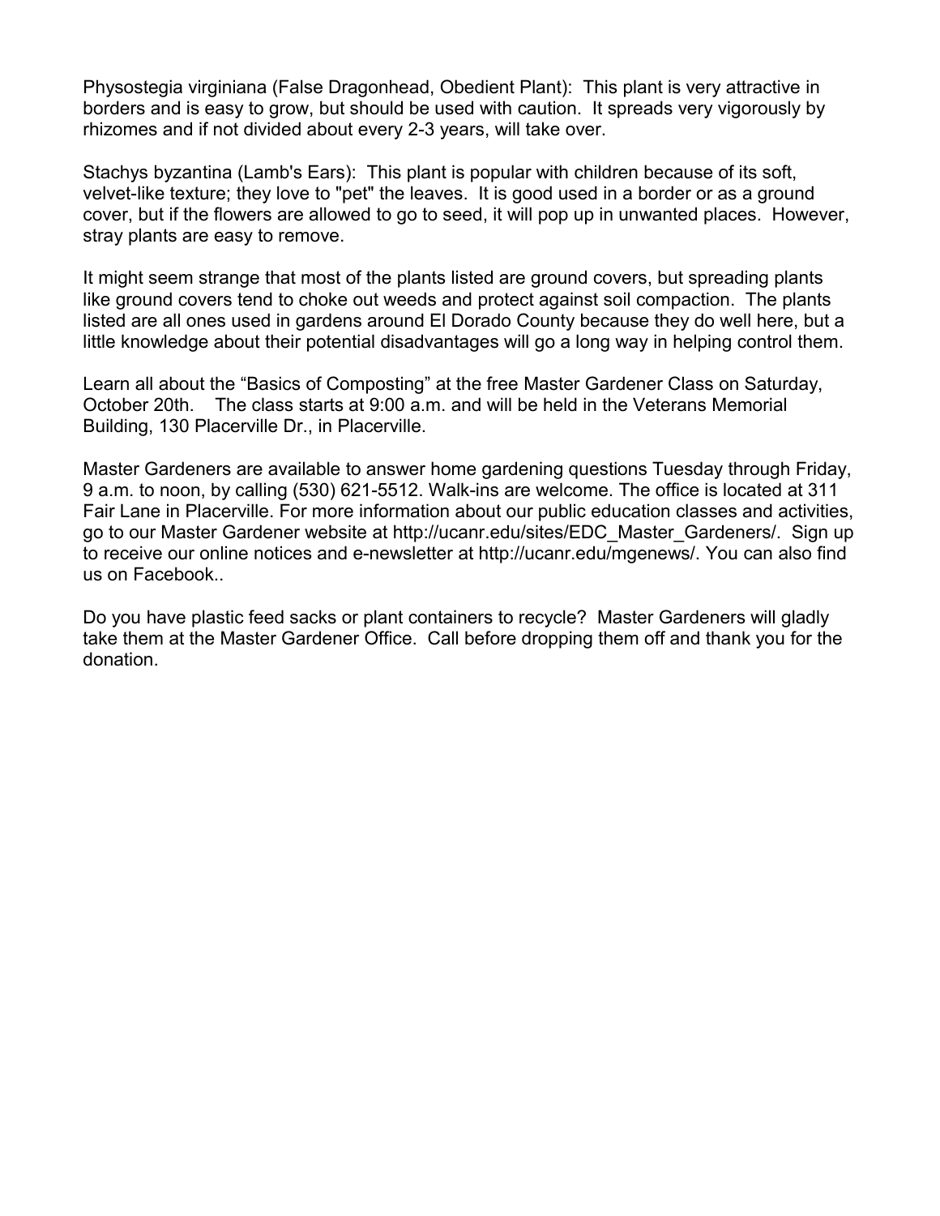Physostegia virginiana (False Dragonhead, Obedient Plant): This plant is very attractive in borders and is easy to grow, but should be used with caution. It spreads very vigorously by rhizomes and if not divided about every 2-3 years, will take over.

Stachys byzantina (Lamb's Ears): This plant is popular with children because of its soft, velvet-like texture; they love to "pet" the leaves. It is good used in a border or as a ground cover, but if the flowers are allowed to go to seed, it will pop up in unwanted places. However, stray plants are easy to remove.

It might seem strange that most of the plants listed are ground covers, but spreading plants like ground covers tend to choke out weeds and protect against soil compaction. The plants listed are all ones used in gardens around El Dorado County because they do well here, but a little knowledge about their potential disadvantages will go a long way in helping control them.

Learn all about the "Basics of Composting" at the free Master Gardener Class on Saturday, October 20th. The class starts at 9:00 a.m. and will be held in the Veterans Memorial Building, 130 Placerville Dr., in Placerville.

Master Gardeners are available to answer home gardening questions Tuesday through Friday, 9 a.m. to noon, by calling (530) 621-5512. Walk-ins are welcome. The office is located at 311 Fair Lane in Placerville. For more information about our public education classes and activities, go to our Master Gardener website at http://ucanr.edu/sites/EDC_Master_Gardeners/. Sign up to receive our online notices and e-newsletter at http://ucanr.edu/mgenews/. You can also find us on Facebook..

Do you have plastic feed sacks or plant containers to recycle? Master Gardeners will gladly take them at the Master Gardener Office. Call before dropping them off and thank you for the donation.